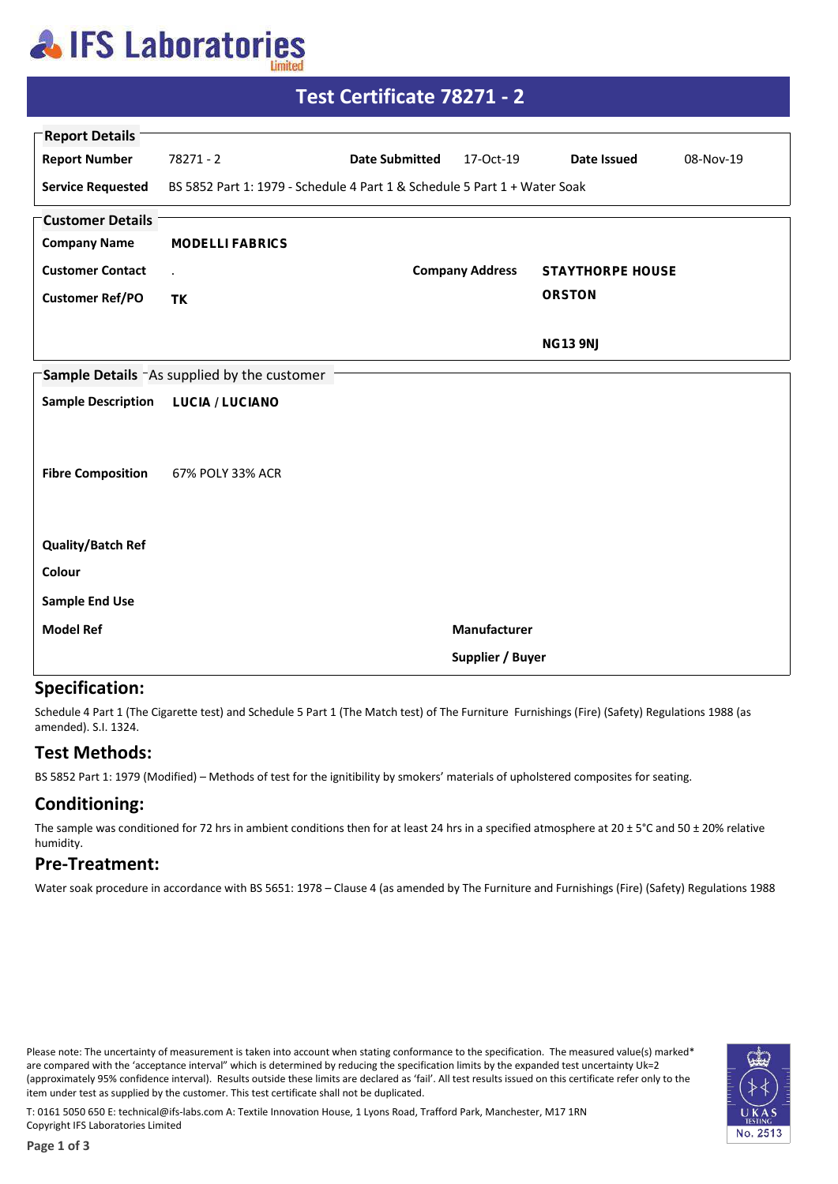# IFS Laboratories Limited

## Test Certificate 78271 - 2

**Report Details**

| | | | | | |
|---|---|---|---|---|---|
| **Report Number** | 78271 - 2 | **Date Submitted** | 17-Oct-19 | **Date Issued** | 08-Nov-19 |
| **Service Requested** | BS 5852 Part 1: 1979 - Schedule 4 Part 1 & Schedule 5 Part 1 + Water Soak | | | | |

**Customer Details**

| | | | |
|---|---|---|---|
| **Company Name** | **MODELLI FABRICS** | | |
| **Customer Contact** | . | **Company Address** | **STAYTHORPE HOUSE** |
| **Customer Ref/PO** | **TK** | | **ORSTON** |
| | | | **NG13 9NJ** |

**Sample Details** - As supplied by the customer

| | | | |
|---|---|---|---|
| **Sample Description** | **LUCIA / LUCIANO** | | |
| **Fibre Composition** | 67% POLY 33% ACR | | |
| **Quality/Batch Ref** | | | |
| **Colour** | | | |
| **Sample End Use** | | | |
| **Model Ref** | | **Manufacturer** | |
| | | **Supplier / Buyer** | |

## Specification:

Schedule 4 Part 1 (The Cigarette test) and Schedule 5 Part 1 (The Match test) of The Furniture Furnishings (Fire) (Safety) Regulations 1988 (as amended). S.I. 1324.

## Test Methods:

BS 5852 Part 1: 1979 (Modified) – Methods of test for the ignitibility by smokers' materials of upholstered composites for seating.

## Conditioning:

The sample was conditioned for 72 hrs in ambient conditions then for at least 24 hrs in a specified atmosphere at 20 ± 5°C and 50 ± 20% relative humidity.

## Pre-Treatment:

Water soak procedure in accordance with BS 5651: 1978 – Clause 4 (as amended by The Furniture and Furnishings (Fire) (Safety) Regulations 1988

Please note: The uncertainty of measurement is taken into account when stating conformance to the specification. The measured value(s) marked* are compared with the 'acceptance interval" which is determined by reducing the specification limits by the expanded test uncertainty Uk=2 (approximately 95% confidence interval). Results outside these limits are declared as 'fail'. All test results issued on this certificate refer only to the item under test as supplied by the customer. This test certificate shall not be duplicated.

T: 0161 5050 650 E: technical@ifs-labs.com A: Textile Innovation House, 1 Lyons Road, Trafford Park, Manchester, M17 1RN
Copyright IFS Laboratories Limited

UKAS TESTING No. 2513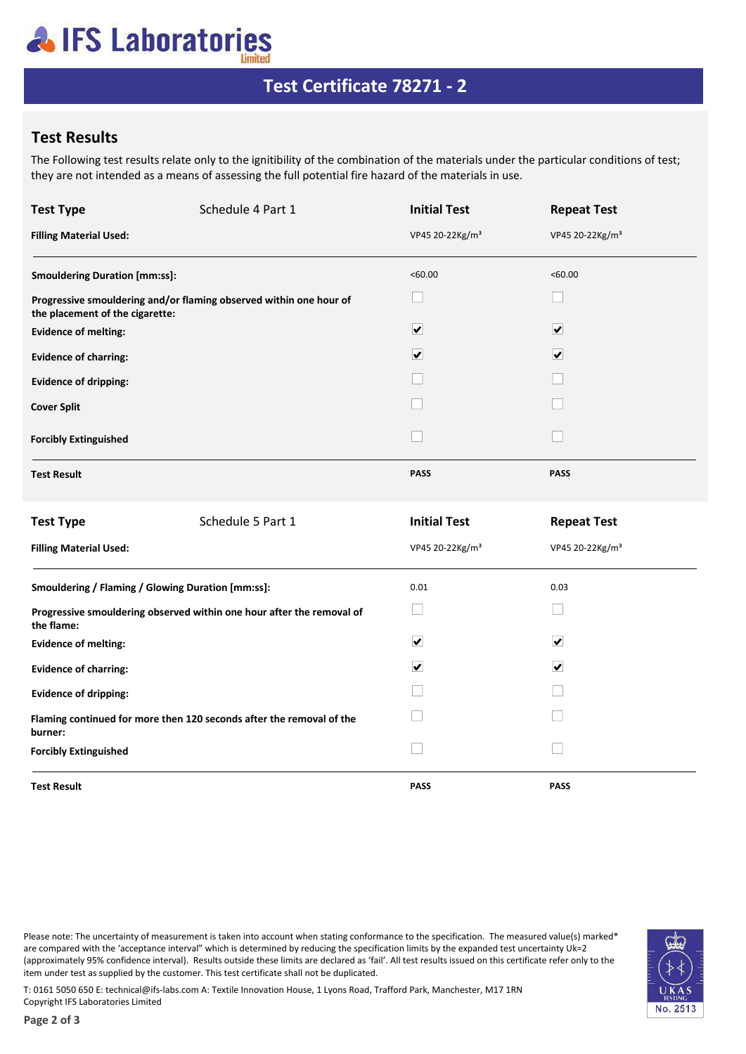# IFS Laboratories Limited

## Test Certificate 78271 - 2

## Test Results

The Following test results relate only to the ignitibility of the combination of the materials under the particular conditions of test; they are not intended as a means of assessing the full potential fire hazard of the materials in use.

| **Test Type** | Schedule 4 Part 1 | **Initial Test** | **Repeat Test** |
|---|---|---|---|
| **Filling Material Used:** | | VP45 20-22Kg/m³ | VP45 20-22Kg/m³ |
| **Smouldering Duration [mm:ss]:** | | <60.00 | <60.00 |
| **Progressive smouldering and/or flaming observed within one hour of the placement of the cigarette:** | | ☐ | ☐ |
| **Evidence of melting:** | | ☑ | ☑ |
| **Evidence of charring:** | | ☑ | ☑ |
| **Evidence of dripping:** | | ☐ | ☐ |
| **Cover Split** | | ☐ | ☐ |
| **Forcibly Extinguished** | | ☐ | ☐ |
| **Test Result** | | **PASS** | **PASS** |

| **Test Type** | Schedule 5 Part 1 | **Initial Test** | **Repeat Test** |
|---|---|---|---|
| **Filling Material Used:** | | VP45 20-22Kg/m³ | VP45 20-22Kg/m³ |
| **Smouldering / Flaming / Glowing Duration [mm:ss]:** | | 0.01 | 0.03 |
| **Progressive smouldering observed within one hour after the removal of the flame:** | | ☐ | ☐ |
| **Evidence of melting:** | | ☑ | ☑ |
| **Evidence of charring:** | | ☑ | ☑ |
| **Evidence of dripping:** | | ☐ | ☐ |
| **Flaming continued for more then 120 seconds after the removal of the burner:** | | ☐ | ☐ |
| **Forcibly Extinguished** | | ☐ | ☐ |
| **Test Result** | | **PASS** | **PASS** |

Please note: The uncertainty of measurement is taken into account when stating conformance to the specification. The measured value(s) marked* are compared with the 'acceptance interval" which is determined by reducing the specification limits by the expanded test uncertainty Uk=2 (approximately 95% confidence interval). Results outside these limits are declared as 'fail'. All test results issued on this certificate refer only to the item under test as supplied by the customer. This test certificate shall not be duplicated.

T: 0161 5050 650 E: technical@ifs-labs.com A: Textile Innovation House, 1 Lyons Road, Trafford Park, Manchester, M17 1RN
Copyright IFS Laboratories Limited

UKAS TESTING No. 2513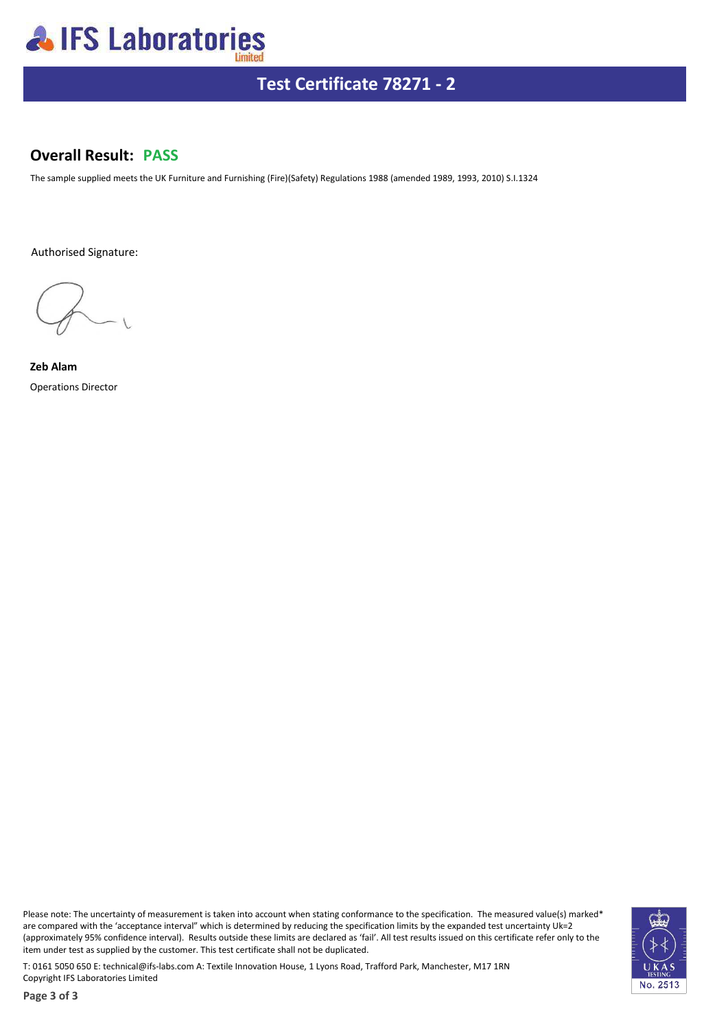IFS Laboratories Limited

# Test Certificate 78271 - 2

## Overall Result: PASS

The sample supplied meets the UK Furniture and Furnishing (Fire)(Safety) Regulations 1988 (amended 1989, 1993, 2010) S.I.1324

Authorised Signature:

**Zeb Alam**

Operations Director

Please note: The uncertainty of measurement is taken into account when stating conformance to the specification. The measured value(s) marked* are compared with the 'acceptance interval" which is determined by reducing the specification limits by the expanded test uncertainty Uk=2 (approximately 95% confidence interval). Results outside these limits are declared as 'fail'. All test results issued on this certificate refer only to the item under test as supplied by the customer. This test certificate shall not be duplicated.

T: 0161 5050 650 E: technical@ifs-labs.com A: Textile Innovation House, 1 Lyons Road, Trafford Park, Manchester, M17 1RN

Copyright IFS Laboratories Limited

UKAS TESTING No. 2513